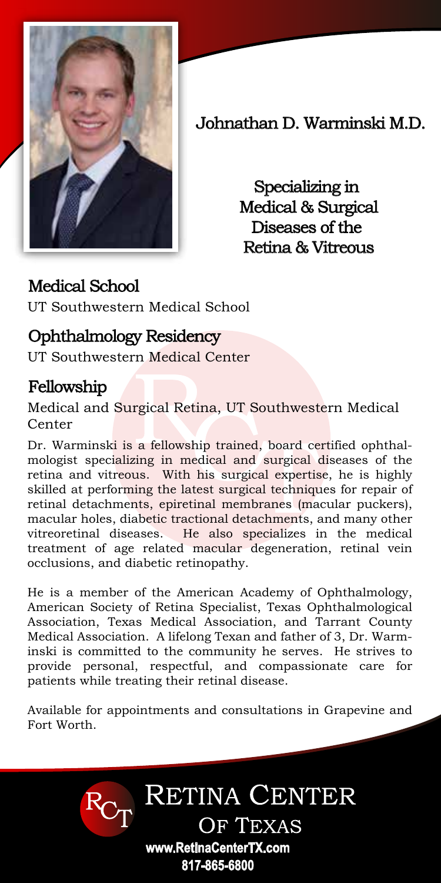# Johnathan D. Warminski M.D.

Specializing in Medical & Surgical Diseases of the Retina & Vitreous

## Medical School

UT Southwestern Medical School

## Ophthalmology Residency

UT Southwestern Medical Center

## Fellowship

Medical and Surgical Retina, UT Southwestern Medical Center

Dr. Warminski is a fellowship trained, board certified ophthalmologist specializing in medical and surgical diseases of the retina and vitreous. With his surgical expertise, he is highly skilled at performing the latest surgical techniques for repair of retinal detachments, epiretinal membranes (macular puckers), macular holes, diabetic tractional detachments, and many other vitreoretinal diseases. He also specializes in the medical treatment of age related macular degeneration, retinal vein occlusions, and diabetic retinopathy.

He is a member of the American Academy of Ophthalmology, American Society of Retina Specialist, Texas Ophthalmological Association, Texas Medical Association, and Tarrant County Medical Association. A lifelong Texan and father of 3, Dr. Warminski is committed to the community he serves. He strives to provide personal, respectful, and compassionate care for patients while treating their retinal disease.

Available for appointments and consultations in Grapevine and Fort Worth.

RETINA CENTER OF TEXAS

www.RetinaCenterTX.com

817-865-6800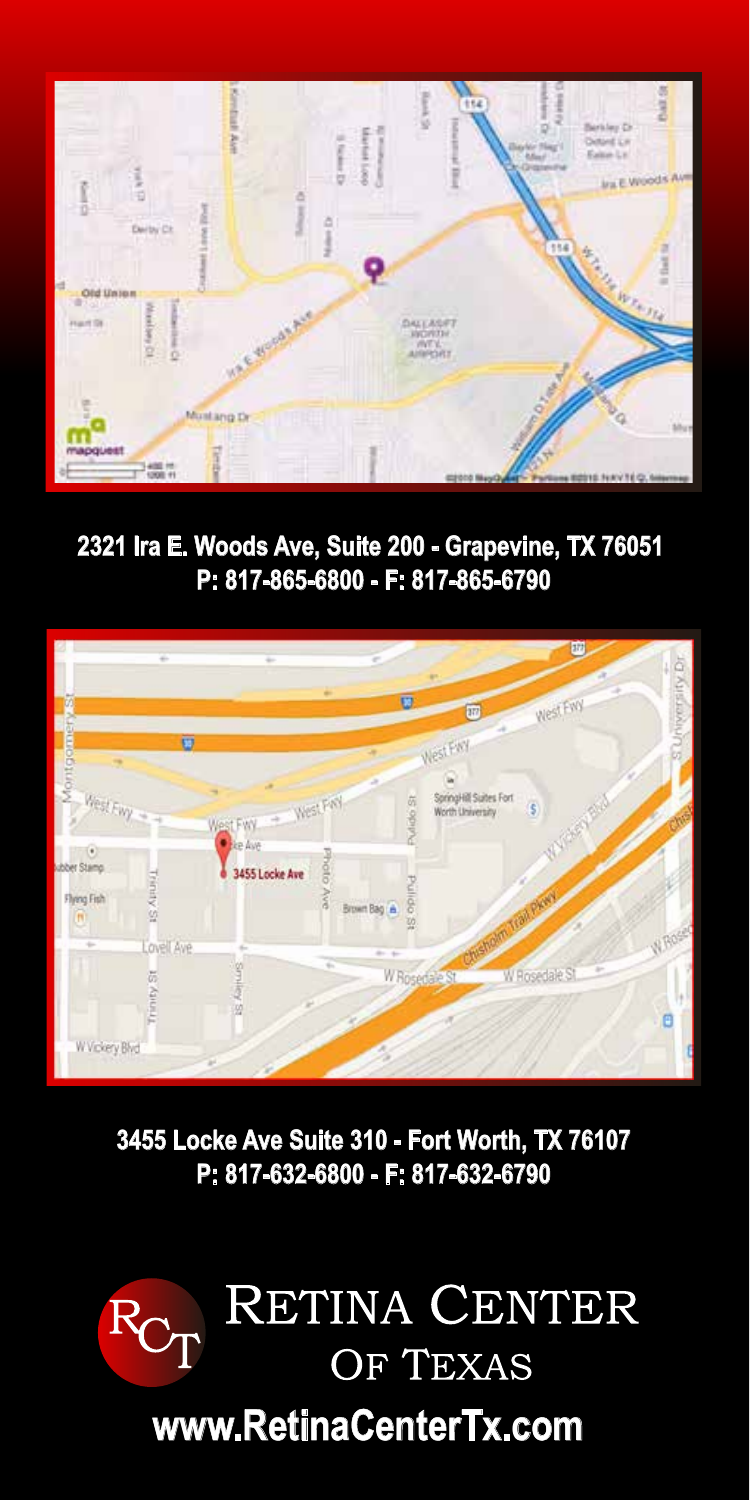**2321 Ira E. Woods Ave, Suite 200 - Grapevine, TX 76051**
**P: 817-865-6800 - F: 817-865-6790**

**3455 Locke Ave Suite 310 - Fort Worth, TX 76107**
**P: 817-632-6800 - F: 817-632-6790**

# Retina Center of Texas

**www.RetinaCenterTx.com**